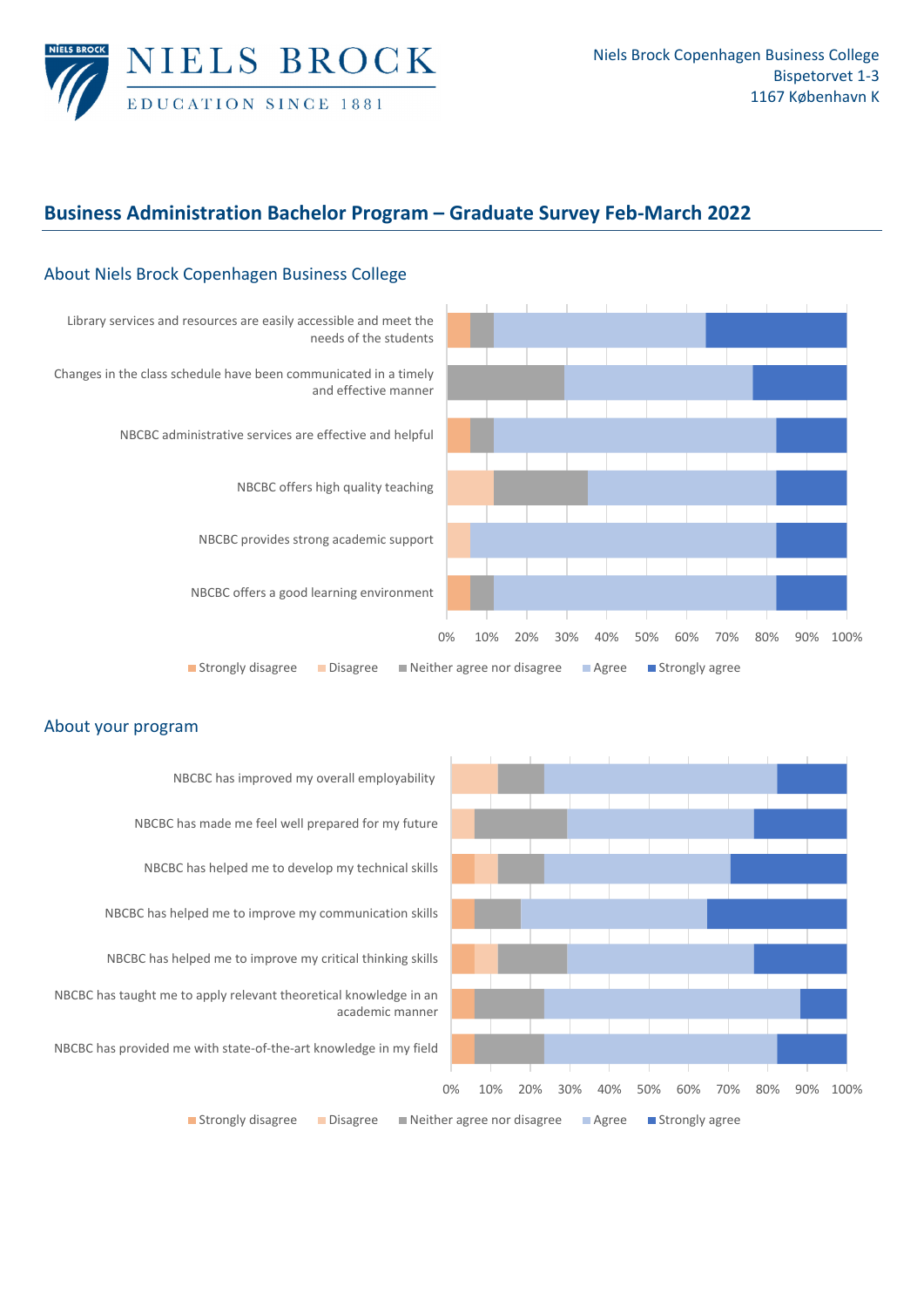NIELS BROCK
EDUCATION SINCE 1881

Niels Brock Copenhagen Business College
Bispetorvet 1-3
1167 København K

# Business Administration Bachelor Program – Graduate Survey Feb-March 2022

## About Niels Brock Copenhagen Business College

- Library services and resources are easily accessible and meet the needs of the students
- Changes in the class schedule have been communicated in a timely and effective manner
- NBCBC administrative services are effective and helpful
- NBCBC offers high quality teaching
- NBCBC provides strong academic support
- NBCBC offers a good learning environment

0% 10% 20% 30% 40% 50% 60% 70% 80% 90% 100%

Strongly disagree | Disagree | Neither agree nor disagree | Agree | Strongly agree

## About your program

- NBCBC has improved my overall employability
- NBCBC has made me feel well prepared for my future
- NBCBC has helped me to develop my technical skills
- NBCBC has helped me to improve my communication skills
- NBCBC has helped me to improve my critical thinking skills
- NBCBC has taught me to apply relevant theoretical knowledge in an academic manner
- NBCBC has provided me with state-of-the-art knowledge in my field

0% 10% 20% 30% 40% 50% 60% 70% 80% 90% 100%

Strongly disagree | Disagree | Neither agree nor disagree | Agree | Strongly agree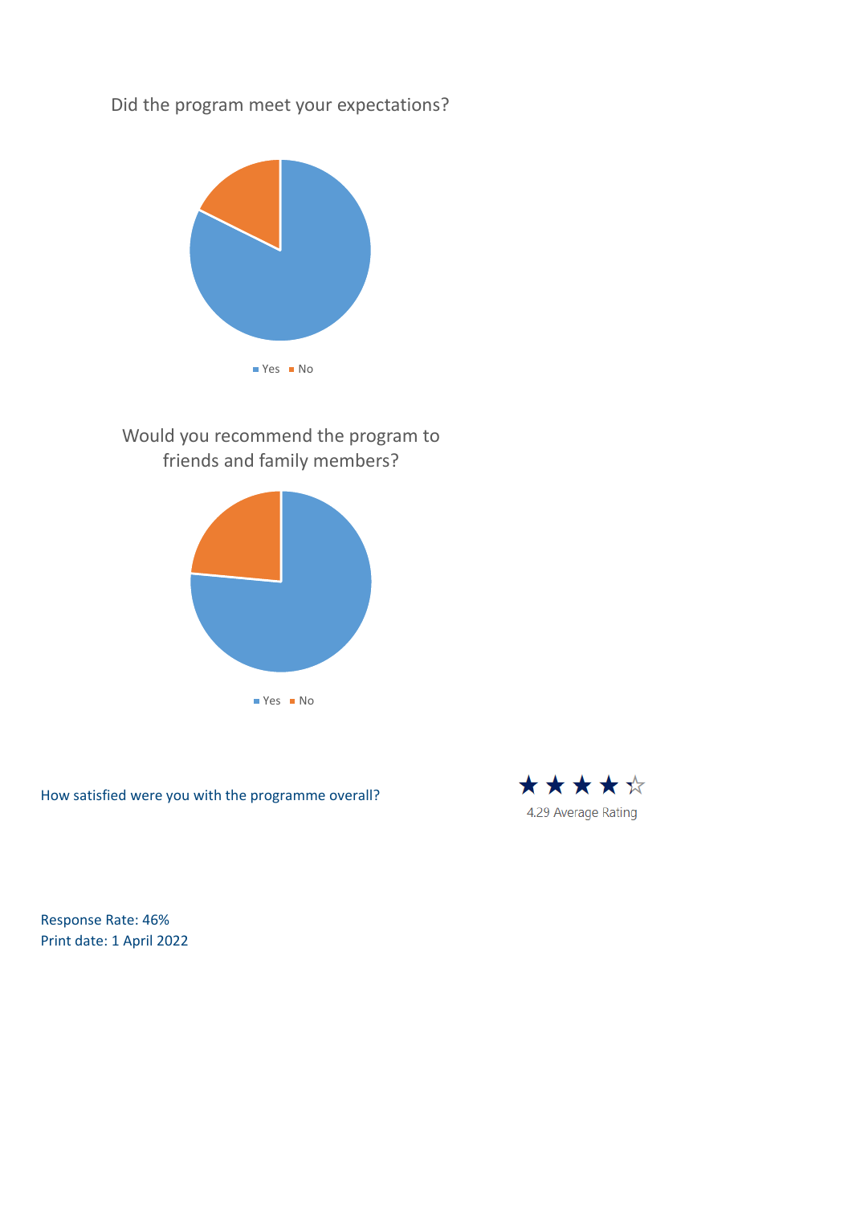Did the program meet your expectations?

Yes No

Would you recommend the program to friends and family members?

Yes No

How satisfied were you with the programme overall?

★★★★☆
4.29 Average Rating

Response Rate: 46%
Print date: 1 April 2022